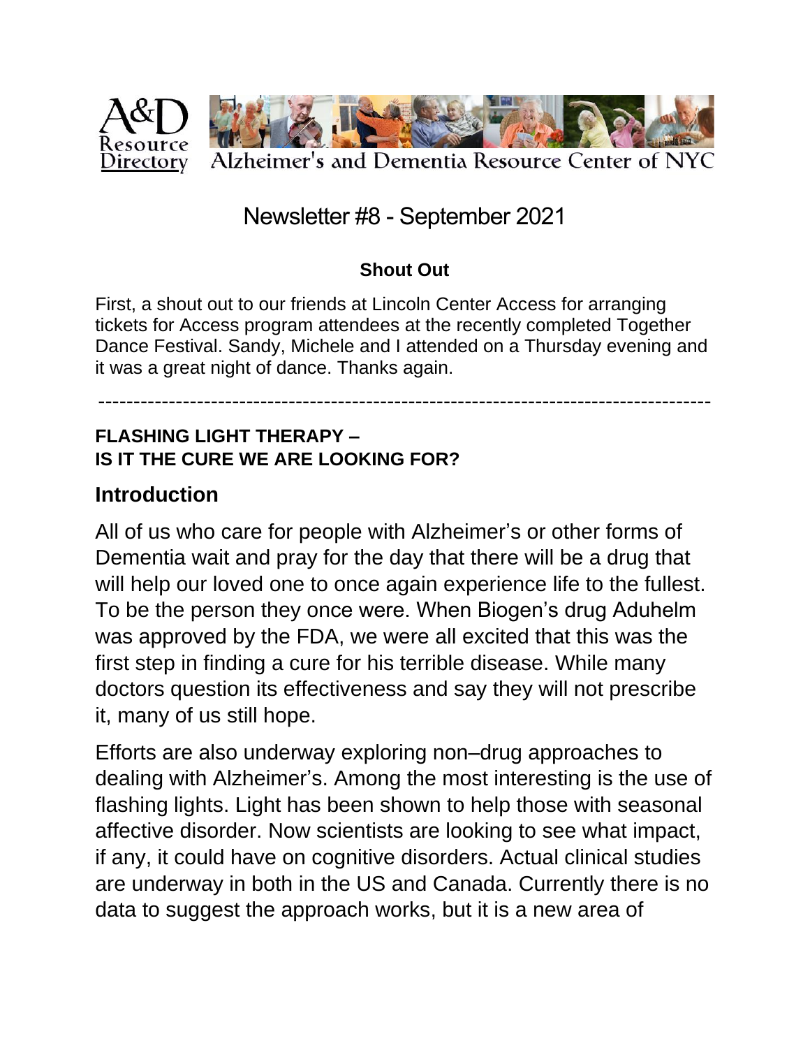A&D Resource Directory — Alzheimer's and Dementia Resource Center of NYC

# Newsletter #8 - September 2021

**Shout Out**

First, a shout out to our friends at Lincoln Center Access for arranging tickets for Access program attendees at the recently completed Together Dance Festival. Sandy, Michele and I attended on a Thursday evening and it was a great night of dance. Thanks again.

---

**FLASHING LIGHT THERAPY –**
**IS IT THE CURE WE ARE LOOKING FOR?**

## Introduction

All of us who care for people with Alzheimer's or other forms of Dementia wait and pray for the day that there will be a drug that will help our loved one to once again experience life to the fullest. To be the person they once were. When Biogen's drug Aduhelm was approved by the FDA, we were all excited that this was the first step in finding a cure for his terrible disease. While many doctors question its effectiveness and say they will not prescribe it, many of us still hope.

Efforts are also underway exploring non–drug approaches to dealing with Alzheimer's. Among the most interesting is the use of flashing lights. Light has been shown to help those with seasonal affective disorder. Now scientists are looking to see what impact, if any, it could have on cognitive disorders. Actual clinical studies are underway in both in the US and Canada. Currently there is no data to suggest the approach works, but it is a new area of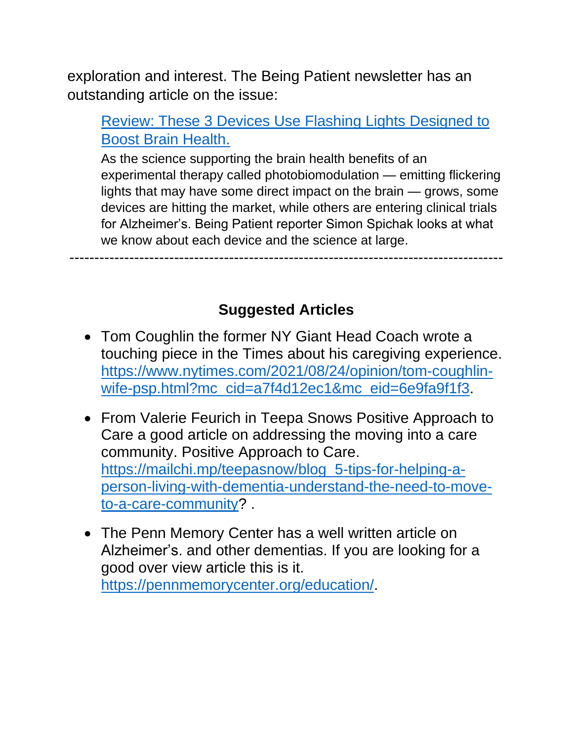exploration and interest. The Being Patient newsletter has an outstanding article on the issue:

> [Review: These 3 Devices Use Flashing Lights Designed to Boost Brain Health.]()
>
> As the science supporting the brain health benefits of an experimental therapy called photobiomodulation — emitting flickering lights that may have some direct impact on the brain — grows, some devices are hitting the market, while others are entering clinical trials for Alzheimer's. Being Patient reporter Simon Spichak looks at what we know about each device and the science at large.

---

**Suggested Articles**

- Tom Coughlin the former NY Giant Head Coach wrote a touching piece in the Times about his caregiving experience. https://www.nytimes.com/2021/08/24/opinion/tom-coughlin-wife-psp.html?mc_cid=a7f4d12ec1&mc_eid=6e9fa9f1f3.

- From Valerie Feurich in Teepa Snows Positive Approach to Care a good article on addressing the moving into a care community. Positive Approach to Care. https://mailchi.mp/teepasnow/blog_5-tips-for-helping-a-person-living-with-dementia-understand-the-need-to-move-to-a-care-community? .

- The Penn Memory Center has a well written article on Alzheimer's. and other dementias. If you are looking for a good over view article this is it. https://pennmemorycenter.org/education/.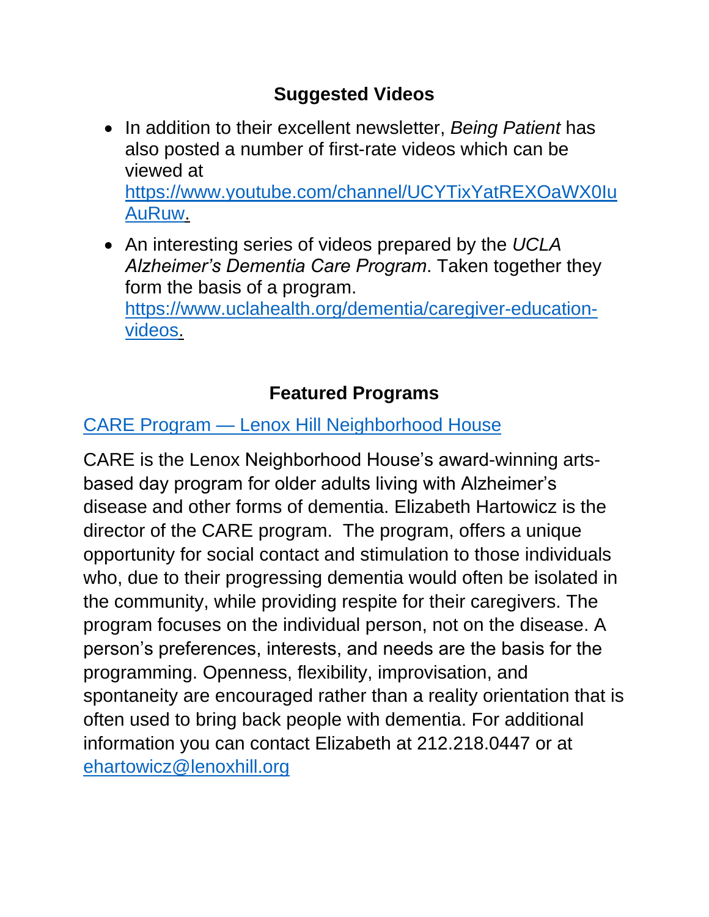## Suggested Videos

- In addition to their excellent newsletter, *Being Patient* has also posted a number of first-rate videos which can be viewed at [https://www.youtube.com/channel/UCYTixYatREXOaWX0IuAuRuw](https://www.youtube.com/channel/UCYTixYatREXOaWX0IuAuRuw).
- An interesting series of videos prepared by the *UCLA Alzheimer's Dementia Care Program*. Taken together they form the basis of a program. [https://www.uclahealth.org/dementia/caregiver-education-videos](https://www.uclahealth.org/dementia/caregiver-education-videos).

## Featured Programs

[CARE Program — Lenox Hill Neighborhood House]()

CARE is the Lenox Neighborhood House's award-winning arts-based day program for older adults living with Alzheimer's disease and other forms of dementia. Elizabeth Hartowicz is the director of the CARE program. The program, offers a unique opportunity for social contact and stimulation to those individuals who, due to their progressing dementia would often be isolated in the community, while providing respite for their caregivers. The program focuses on the individual person, not on the disease. A person's preferences, interests, and needs are the basis for the programming. Openness, flexibility, improvisation, and spontaneity are encouraged rather than a reality orientation that is often used to bring back people with dementia. For additional information you can contact Elizabeth at 212.218.0447 or at [ehartowicz@lenoxhill.org](mailto:ehartowicz@lenoxhill.org)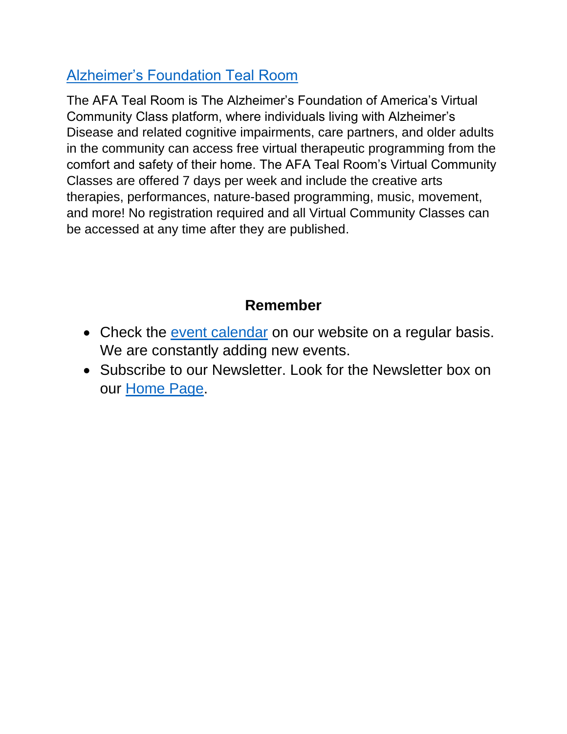## Alzheimer's Foundation Teal Room

The AFA Teal Room is The Alzheimer's Foundation of America's Virtual Community Class platform, where individuals living with Alzheimer's Disease and related cognitive impairments, care partners, and older adults in the community can access free virtual therapeutic programming from the comfort and safety of their home. The AFA Teal Room's Virtual Community Classes are offered 7 days per week and include the creative arts therapies, performances, nature-based programming, music, movement, and more! No registration required and all Virtual Community Classes can be accessed at any time after they are published.

### Remember

- Check the event calendar on our website on a regular basis. We are constantly adding new events.
- Subscribe to our Newsletter. Look for the Newsletter box on our Home Page.